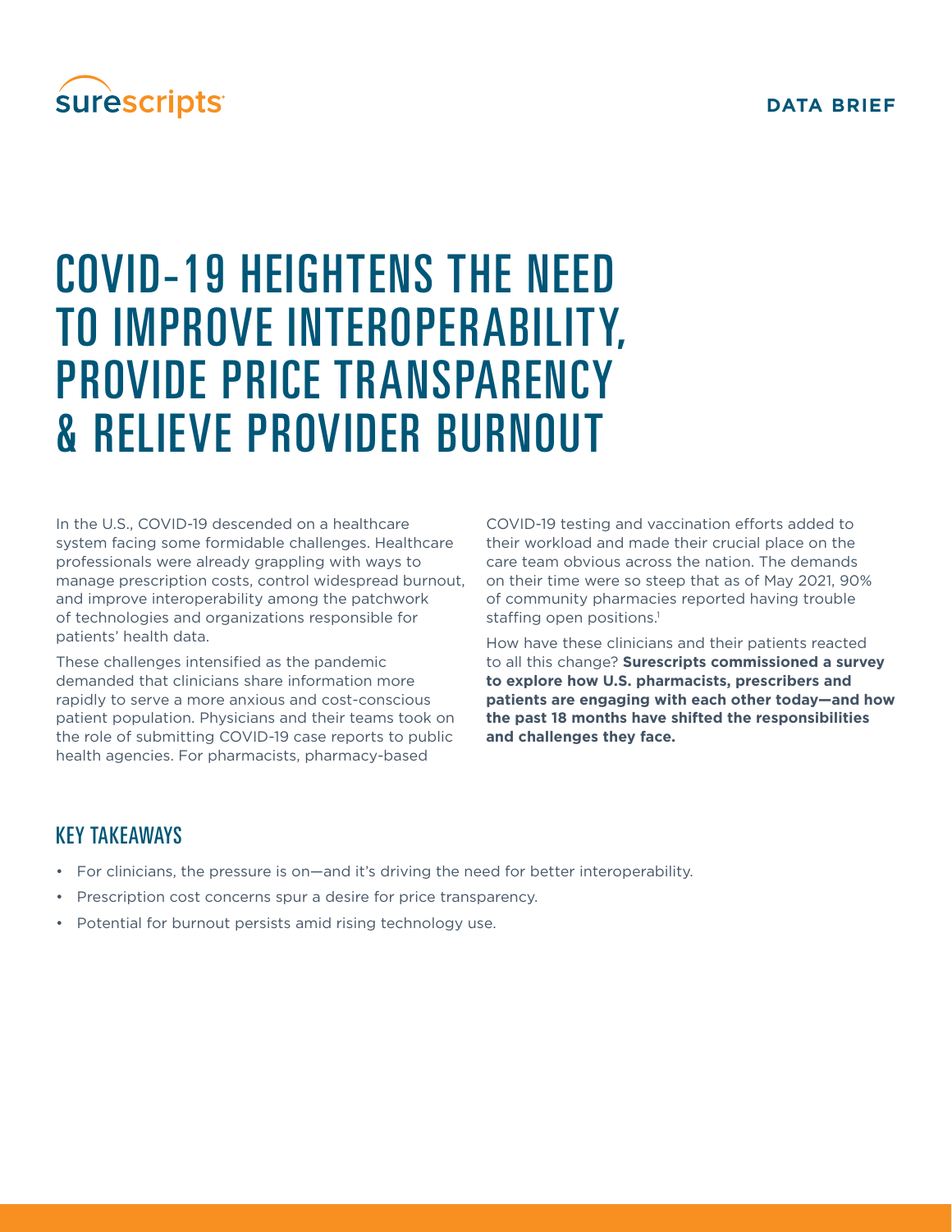surescripts

**DATA BRIEF**

# COVID-19 HEIGHTENS THE NEED TO IMPROVE INTEROPERABILITY, PROVIDE PRICE TRANSPARENCY & RELIEVE PROVIDER BURNOUT

In the U.S., COVID-19 descended on a healthcare system facing some formidable challenges. Healthcare professionals were already grappling with ways to manage prescription costs, control widespread burnout, and improve interoperability among the patchwork of technologies and organizations responsible for patients' health data.

These challenges intensified as the pandemic demanded that clinicians share information more rapidly to serve a more anxious and cost-conscious patient population. Physicians and their teams took on the role of submitting COVID-19 case reports to public health agencies. For pharmacists, pharmacy-based COVID-19 testing and vaccination efforts added to their workload and made their crucial place on the care team obvious across the nation. The demands on their time were so steep that as of May 2021, 90% of community pharmacies reported having trouble staffing open positions.[1]

How have these clinicians and their patients reacted to all this change? **Surescripts commissioned a survey to explore how U.S. pharmacists, prescribers and patients are engaging with each other today—and how the past 18 months have shifted the responsibilities and challenges they face.**

## KEY TAKEAWAYS

- For clinicians, the pressure is on—and it's driving the need for better interoperability.
- Prescription cost concerns spur a desire for price transparency.
- Potential for burnout persists amid rising technology use.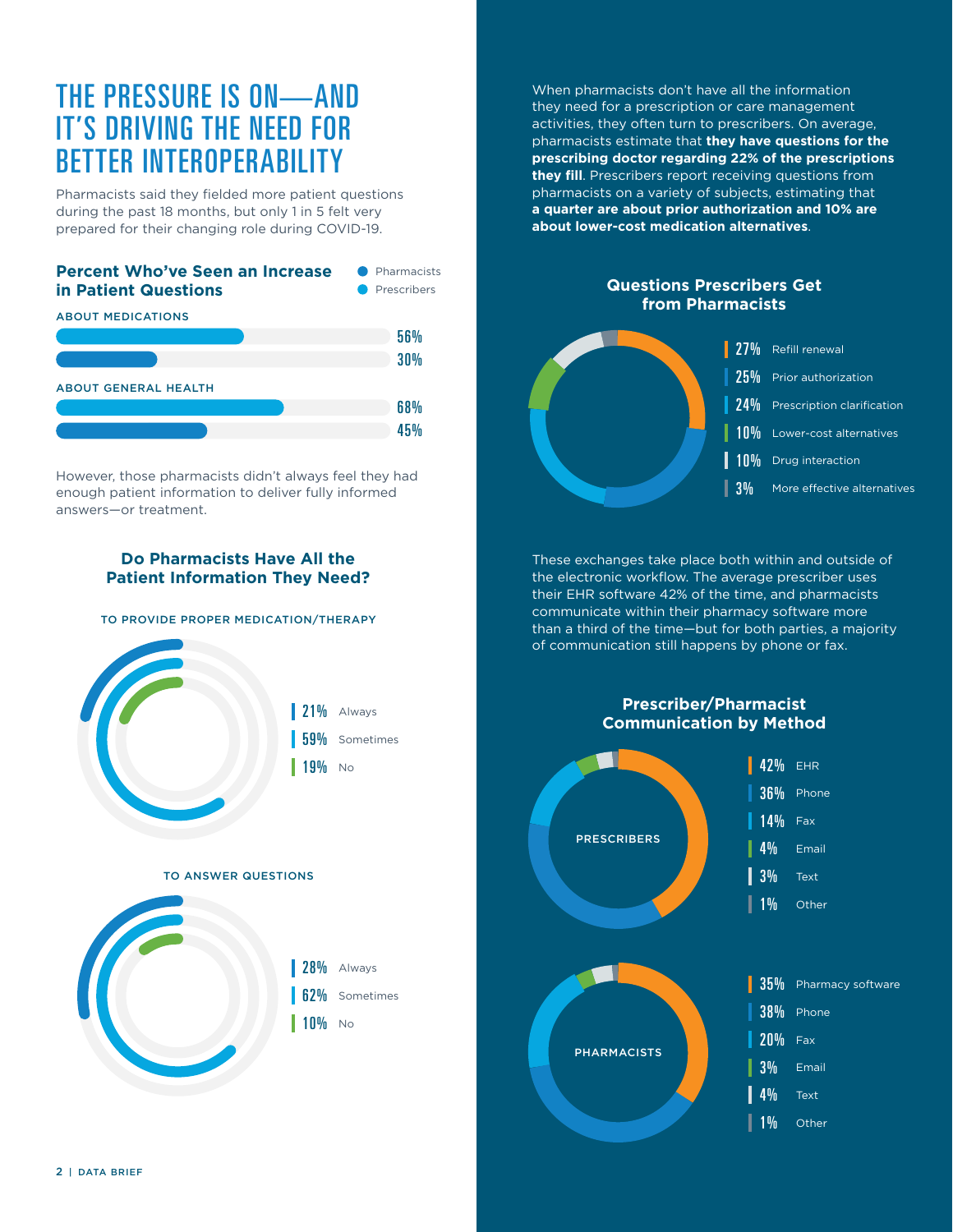# THE PRESSURE IS ON—AND IT'S DRIVING THE NEED FOR BETTER INTEROPERABILITY

Pharmacists said they fielded more patient questions during the past 18 months, but only 1 in 5 felt very prepared for their changing role during COVID-19.

### Percent Who've Seen an Increase in Patient Questions

| | Pharmacists | Prescribers |
|---|---|---|
| About medications | 56% | 30% |
| About general health | 68% | 45% |

However, those pharmacists didn't always feel they had enough patient information to deliver fully informed answers—or treatment.

### Do Pharmacists Have All the Patient Information They Need?

| | Always | Sometimes | No |
|---|---|---|---|
| To provide proper medication/therapy | 21% | 59% | 19% |
| To answer questions | 28% | 62% | 10% |

When pharmacists don't have all the information they need for a prescription or care management activities, they often turn to prescribers. On average, pharmacists estimate that **they have questions for the prescribing doctor regarding 22% of the prescriptions they fill**. Prescribers report receiving questions from pharmacists on a variety of subjects, estimating that **a quarter are about prior authorization and 10% are about lower-cost medication alternatives**.

### Questions Prescribers Get from Pharmacists

| Question | Percent |
|---|---|
| Refill renewal | 27% |
| Prior authorization | 25% |
| Prescription clarification | 24% |
| Lower-cost alternatives | 10% |
| Drug interaction | 10% |
| More effective alternatives | 3% |

These exchanges take place both within and outside of the electronic workflow. The average prescriber uses their EHR software 42% of the time, and pharmacists communicate within their pharmacy software more than a third of the time—but for both parties, a majority of communication still happens by phone or fax.

### Prescriber/Pharmacist Communication by Method

**Prescribers**

| Method | Percent |
|---|---|
| EHR | 42% |
| Phone | 36% |
| Fax | 14% |
| Email | 4% |
| Text | 3% |
| Other | 1% |

**Pharmacists**

| Method | Percent |
|---|---|
| Pharmacy software | 35% |
| Phone | 38% |
| Fax | 20% |
| Email | 3% |
| Text | 4% |
| Other | 1% |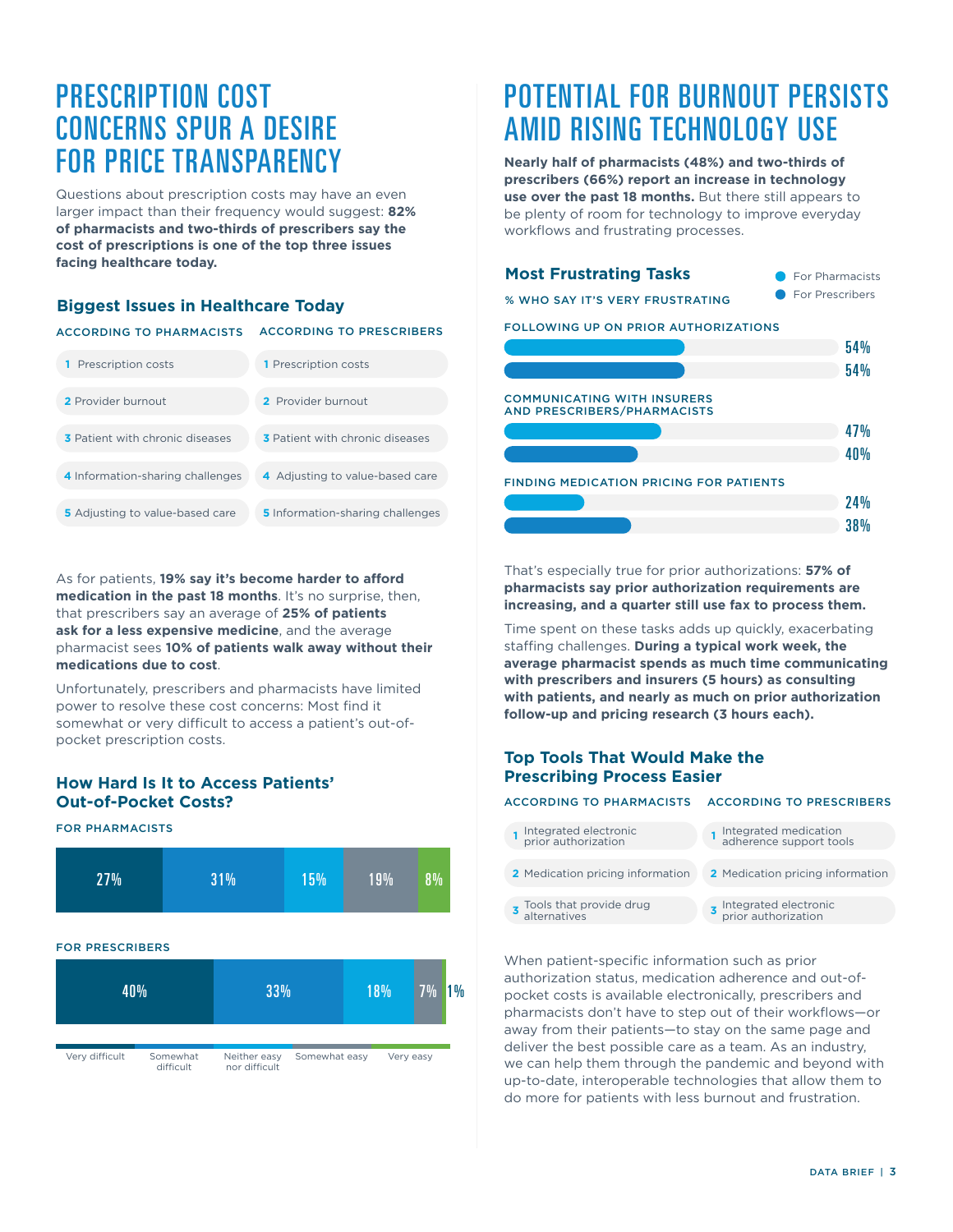# PRESCRIPTION COST CONCERNS SPUR A DESIRE FOR PRICE TRANSPARENCY

Questions about prescription costs may have an even larger impact than their frequency would suggest: **82% of pharmacists and two-thirds of prescribers say the cost of prescriptions is one of the top three issues facing healthcare today.**

### Biggest Issues in Healthcare Today

| ACCORDING TO PHARMACISTS | ACCORDING TO PRESCRIBERS |
|---|---|
| 1 Prescription costs | 1 Prescription costs |
| 2 Provider burnout | 2 Provider burnout |
| 3 Patient with chronic diseases | 3 Patient with chronic diseases |
| 4 Information-sharing challenges | 4 Adjusting to value-based care |
| 5 Adjusting to value-based care | 5 Information-sharing challenges |

As for patients, **19% say it's become harder to afford medication in the past 18 months**. It's no surprise, then, that prescribers say an average of **25% of patients ask for a less expensive medicine**, and the average pharmacist sees **10% of patients walk away without their medications due to cost**.

Unfortunately, prescribers and pharmacists have limited power to resolve these cost concerns: Most find it somewhat or very difficult to access a patient's out-of-pocket prescription costs.

### How Hard Is It to Access Patients' Out-of-Pocket Costs?

| | Very difficult | Somewhat difficult | Neither easy nor difficult | Somewhat easy | Very easy |
|---|---|---|---|---|---|
| FOR PHARMACISTS | 27% | 31% | 15% | 19% | 8% |
| FOR PRESCRIBERS | 40% | 33% | 18% | 7% | 1% |

# POTENTIAL FOR BURNOUT PERSISTS AMID RISING TECHNOLOGY USE

**Nearly half of pharmacists (48%) and two-thirds of prescribers (66%) report an increase in technology use over the past 18 months.** But there still appears to be plenty of room for technology to improve everyday workflows and frustrating processes.

### Most Frustrating Tasks

% WHO SAY IT'S VERY FRUSTRATING

| Task | For Pharmacists | For Prescribers |
|---|---|---|
| FOLLOWING UP ON PRIOR AUTHORIZATIONS | 54% | 54% |
| COMMUNICATING WITH INSURERS AND PRESCRIBERS/PHARMACISTS | 47% | 40% |
| FINDING MEDICATION PRICING FOR PATIENTS | 24% | 38% |

That's especially true for prior authorizations: **57% of pharmacists say prior authorization requirements are increasing, and a quarter still use fax to process them.**

Time spent on these tasks adds up quickly, exacerbating staffing challenges. **During a typical work week, the average pharmacist spends as much time communicating with prescribers and insurers (5 hours) as consulting with patients, and nearly as much on prior authorization follow-up and pricing research (3 hours each).**

### Top Tools That Would Make the Prescribing Process Easier

| ACCORDING TO PHARMACISTS | ACCORDING TO PRESCRIBERS |
|---|---|
| 1 Integrated electronic prior authorization | 1 Integrated medication adherence support tools |
| 2 Medication pricing information | 2 Medication pricing information |
| 3 Tools that provide drug alternatives | 3 Integrated electronic prior authorization |

When patient-specific information such as prior authorization status, medication adherence and out-of-pocket costs is available electronically, prescribers and pharmacists don't have to step out of their workflows—or away from their patients—to stay on the same page and deliver the best possible care as a team. As an industry, we can help them through the pandemic and beyond with up-to-date, interoperable technologies that allow them to do more for patients with less burnout and frustration.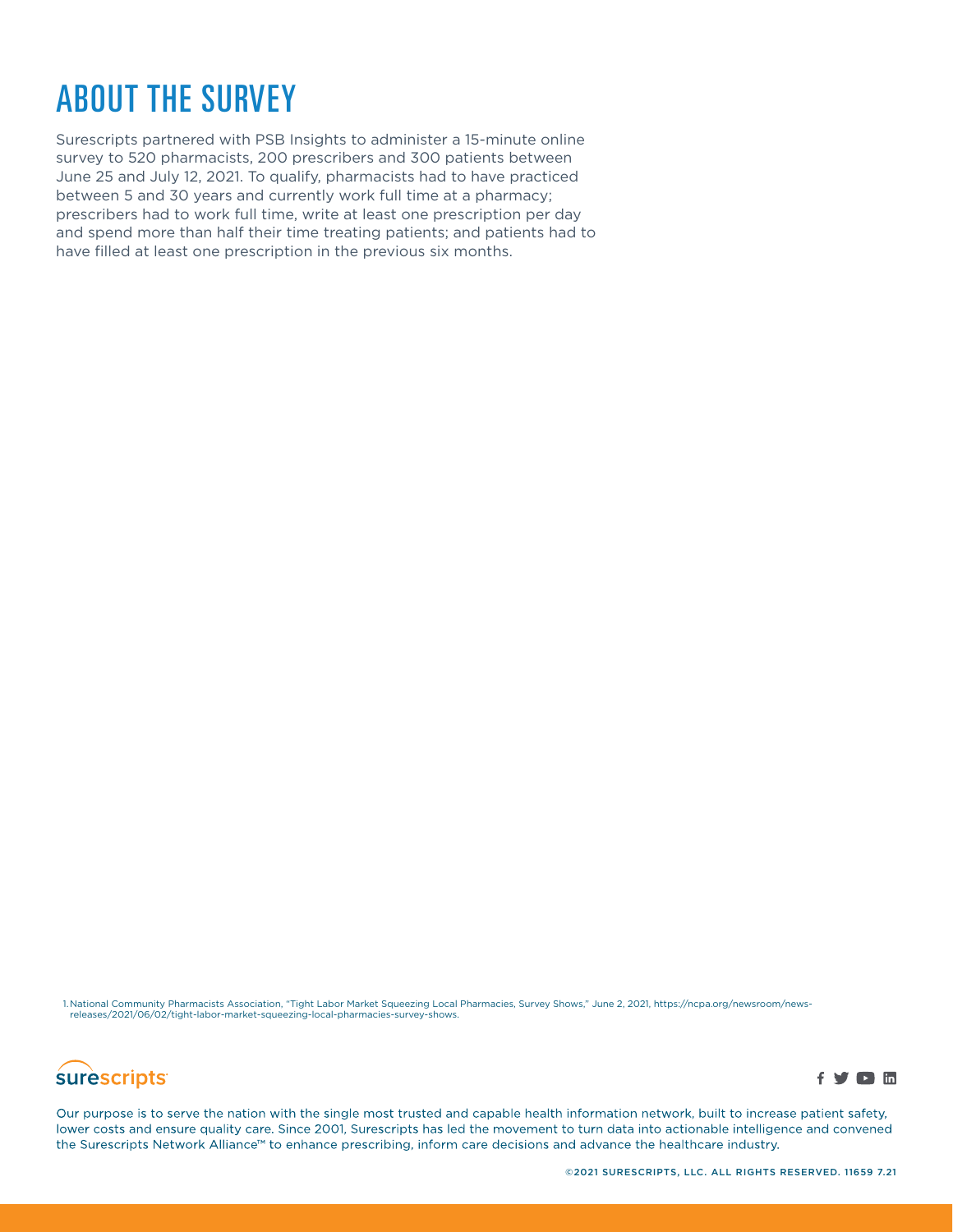# ABOUT THE SURVEY

Surescripts partnered with PSB Insights to administer a 15-minute online survey to 520 pharmacists, 200 prescribers and 300 patients between June 25 and July 12, 2021. To qualify, pharmacists had to have practiced between 5 and 30 years and currently work full time at a pharmacy; prescribers had to work full time, write at least one prescription per day and spend more than half their time treating patients; and patients had to have filled at least one prescription in the previous six months.

1. National Community Pharmacists Association, "Tight Labor Market Squeezing Local Pharmacies, Survey Shows," June 2, 2021, https://ncpa.org/newsroom/news-releases/2021/06/02/tight-labor-market-squeezing-local-pharmacies-survey-shows.

surescripts

Our purpose is to serve the nation with the single most trusted and capable health information network, built to increase patient safety, lower costs and ensure quality care. Since 2001, Surescripts has led the movement to turn data into actionable intelligence and convened the Surescripts Network Alliance™ to enhance prescribing, inform care decisions and advance the healthcare industry.

©2021 SURESCRIPTS, LLC. ALL RIGHTS RESERVED. 11659 7.21